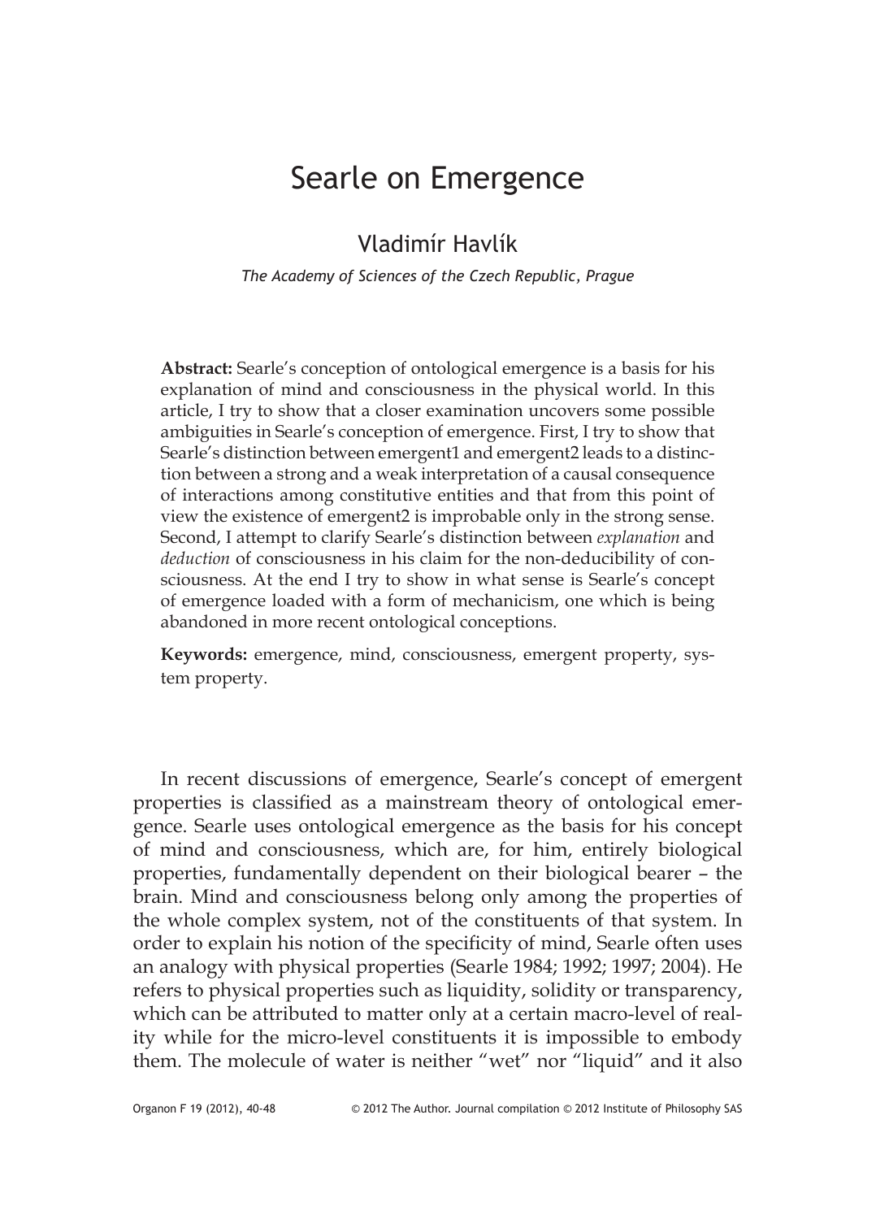# Searle on Emergence

## Vladimír Havlík

*The Academy of Sciences of the Czech Republic, Prague*

**Abstract:** Searle's conception of ontological emergence is a basis for his explanation of mind and consciousness in the physical world. In this article, I try to show that a closer examination uncovers some possible ambiguities in Searle's conception of emergence. First, I try to show that Searle's distinction between emergent1 and emergent2 leads to a distinction between a strong and a weak interpretation of a causal consequence of interactions among constitutive entities and that from this point of view the existence of emergent2 is improbable only in the strong sense. Second, I attempt to clarify Searle's distinction between *explanation* and *deduction* of consciousness in his claim for the non-deducibility of consciousness. At the end I try to show in what sense is Searle's concept of emergence loaded with a form of mechanicism, one which is being abandoned in more recent ontological conceptions.

**Keywords:** emergence, mind, consciousness, emergent property, system property.

In recent discussions of emergence, Searle's concept of emergent properties is classified as a mainstream theory of ontological emergence. Searle uses ontological emergence as the basis for his concept of mind and consciousness, which are, for him, entirely biological properties, fundamentally dependent on their biological bearer – the brain. Mind and consciousness belong only among the properties of the whole complex system, not of the constituents of that system. In order to explain his notion of the specificity of mind, Searle often uses an analogy with physical properties (Searle 1984; 1992; 1997; 2004). He refers to physical properties such as liquidity, solidity or transparency, which can be attributed to matter only at a certain macro-level of reality while for the micro-level constituents it is impossible to embody them. The molecule of water is neither "wet" nor "liquid" and it also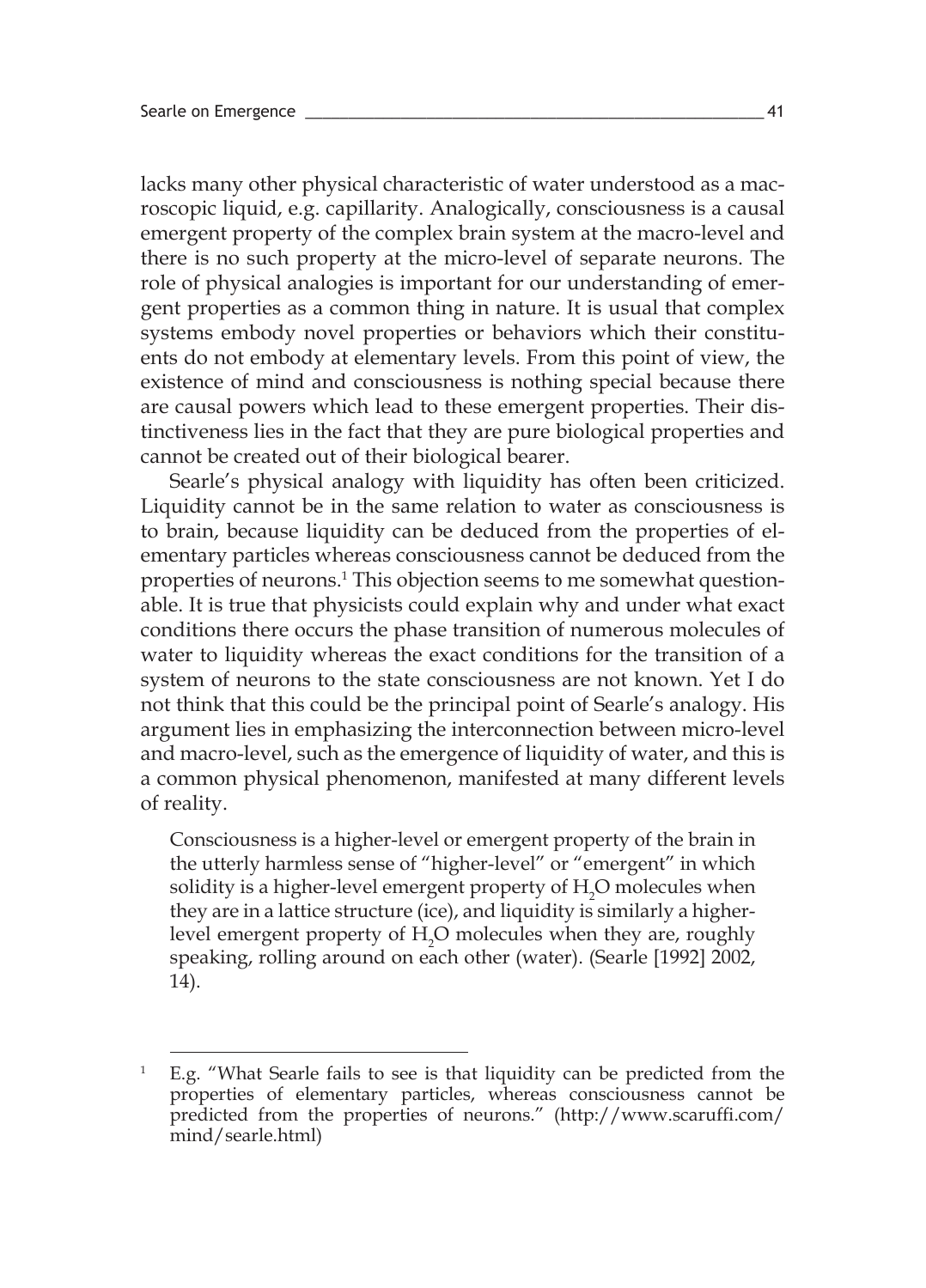lacks many other physical characteristic of water understood as a macroscopic liquid, e.g. capillarity. Analogically, consciousness is a causal emergent property of the complex brain system at the macro-level and there is no such property at the micro-level of separate neurons. The role of physical analogies is important for our understanding of emergent properties as a common thing in nature. It is usual that complex systems embody novel properties or behaviors which their constituents do not embody at elementary levels. From this point of view, the existence of mind and consciousness is nothing special because there are causal powers which lead to these emergent properties. Their distinctiveness lies in the fact that they are pure biological properties and cannot be created out of their biological bearer.

Searle's physical analogy with liquidity has often been criticized. Liquidity cannot be in the same relation to water as consciousness is to brain, because liquidity can be deduced from the properties of elementary particles whereas consciousness cannot be deduced from the properties of neurons.[1] This objection seems to me somewhat questionable. It is true that physicists could explain why and under what exact conditions there occurs the phase transition of numerous molecules of water to liquidity whereas the exact conditions for the transition of a system of neurons to the state consciousness are not known. Yet I do not think that this could be the principal point of Searle's analogy. His argument lies in emphasizing the interconnection between micro-level and macro-level, such as the emergence of liquidity of water, and this is a common physical phenomenon, manifested at many different levels of reality.

> Consciousness is a higher-level or emergent property of the brain in the utterly harmless sense of "higher-level" or "emergent" in which solidity is a higher-level emergent property of $H_2O$ molecules when they are in a lattice structure (ice), and liquidity is similarly a higher-level emergent property of $H_2O$ molecules when they are, roughly speaking, rolling around on each other (water). (Searle [1992] 2002, 14).

---

[1] E.g. "What Searle fails to see is that liquidity can be predicted from the properties of elementary particles, whereas consciousness cannot be predicted from the properties of neurons." (http://www.scaruffi.com/mind/searle.html)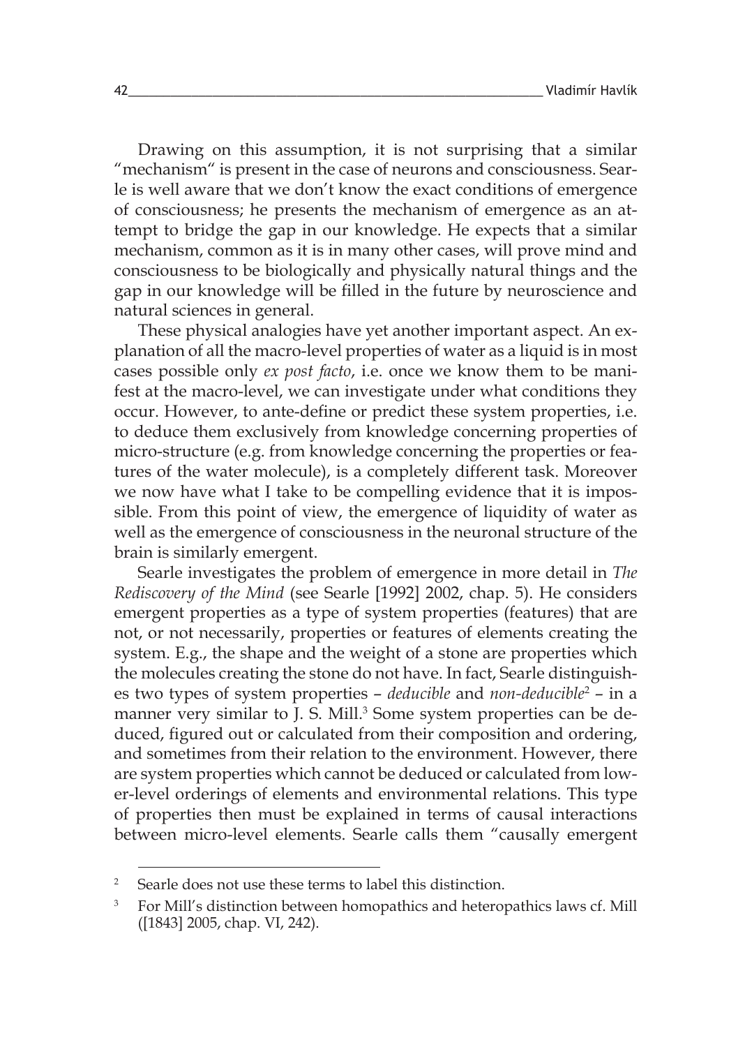Drawing on this assumption, it is not surprising that a similar "mechanism" is present in the case of neurons and consciousness. Searle is well aware that we don't know the exact conditions of emergence of consciousness; he presents the mechanism of emergence as an attempt to bridge the gap in our knowledge. He expects that a similar mechanism, common as it is in many other cases, will prove mind and consciousness to be biologically and physically natural things and the gap in our knowledge will be filled in the future by neuroscience and natural sciences in general.

These physical analogies have yet another important aspect. An explanation of all the macro-level properties of water as a liquid is in most cases possible only *ex post facto*, i.e. once we know them to be manifest at the macro-level, we can investigate under what conditions they occur. However, to ante-define or predict these system properties, i.e. to deduce them exclusively from knowledge concerning properties of micro-structure (e.g. from knowledge concerning the properties or features of the water molecule), is a completely different task. Moreover we now have what I take to be compelling evidence that it is impossible. From this point of view, the emergence of liquidity of water as well as the emergence of consciousness in the neuronal structure of the brain is similarly emergent.

Searle investigates the problem of emergence in more detail in *The Rediscovery of the Mind* (see Searle [1992] 2002, chap. 5). He considers emergent properties as a type of system properties (features) that are not, or not necessarily, properties or features of elements creating the system. E.g., the shape and the weight of a stone are properties which the molecules creating the stone do not have. In fact, Searle distinguishes two types of system properties – *deducible* and *non-deducible*[2] – in a manner very similar to J. S. Mill.[3] Some system properties can be deduced, figured out or calculated from their composition and ordering, and sometimes from their relation to the environment. However, there are system properties which cannot be deduced or calculated from lower-level orderings of elements and environmental relations. This type of properties then must be explained in terms of causal interactions between micro-level elements. Searle calls them "causally emergent

---

[2] Searle does not use these terms to label this distinction.

[3] For Mill's distinction between homopathics and heteropathics laws cf. Mill ([1843] 2005, chap. VI, 242).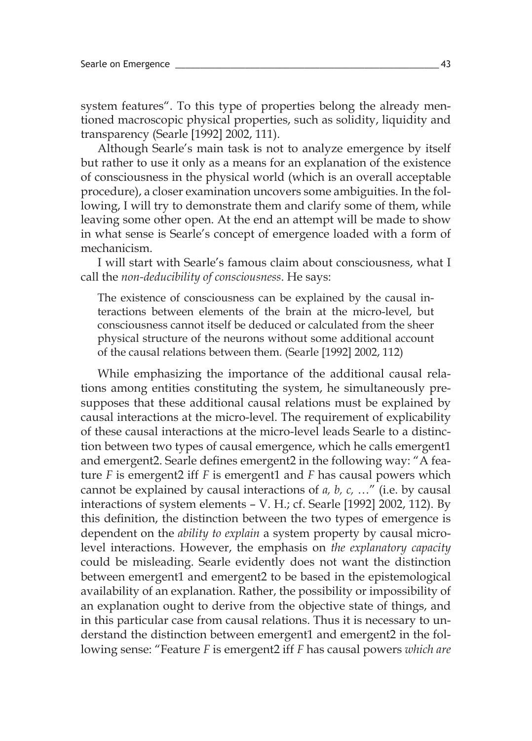system features". To this type of properties belong the already mentioned macroscopic physical properties, such as solidity, liquidity and transparency (Searle [1992] 2002, 111).

Although Searle's main task is not to analyze emergence by itself but rather to use it only as a means for an explanation of the existence of consciousness in the physical world (which is an overall acceptable procedure), a closer examination uncovers some ambiguities. In the following, I will try to demonstrate them and clarify some of them, while leaving some other open. At the end an attempt will be made to show in what sense is Searle's concept of emergence loaded with a form of mechanicism.

I will start with Searle's famous claim about consciousness, what I call the *non-deducibility of consciousness*. He says:

> The existence of consciousness can be explained by the causal interactions between elements of the brain at the micro-level, but consciousness cannot itself be deduced or calculated from the sheer physical structure of the neurons without some additional account of the causal relations between them. (Searle [1992] 2002, 112)

While emphasizing the importance of the additional causal relations among entities constituting the system, he simultaneously presupposes that these additional causal relations must be explained by causal interactions at the micro-level. The requirement of explicability of these causal interactions at the micro-level leads Searle to a distinction between two types of causal emergence, which he calls emergent1 and emergent2. Searle defines emergent2 in the following way: "A feature *F* is emergent2 iff *F* is emergent1 and *F* has causal powers which cannot be explained by causal interactions of *a, b, c,* …" (i.e. by causal interactions of system elements – V. H.; cf. Searle [1992] 2002, 112). By this definition, the distinction between the two types of emergence is dependent on the *ability to explain* a system property by causal micro-level interactions. However, the emphasis on *the explanatory capacity* could be misleading. Searle evidently does not want the distinction between emergent1 and emergent2 to be based in the epistemological availability of an explanation. Rather, the possibility or impossibility of an explanation ought to derive from the objective state of things, and in this particular case from causal relations. Thus it is necessary to understand the distinction between emergent1 and emergent2 in the following sense: "Feature *F* is emergent2 iff *F* has causal powers *which are*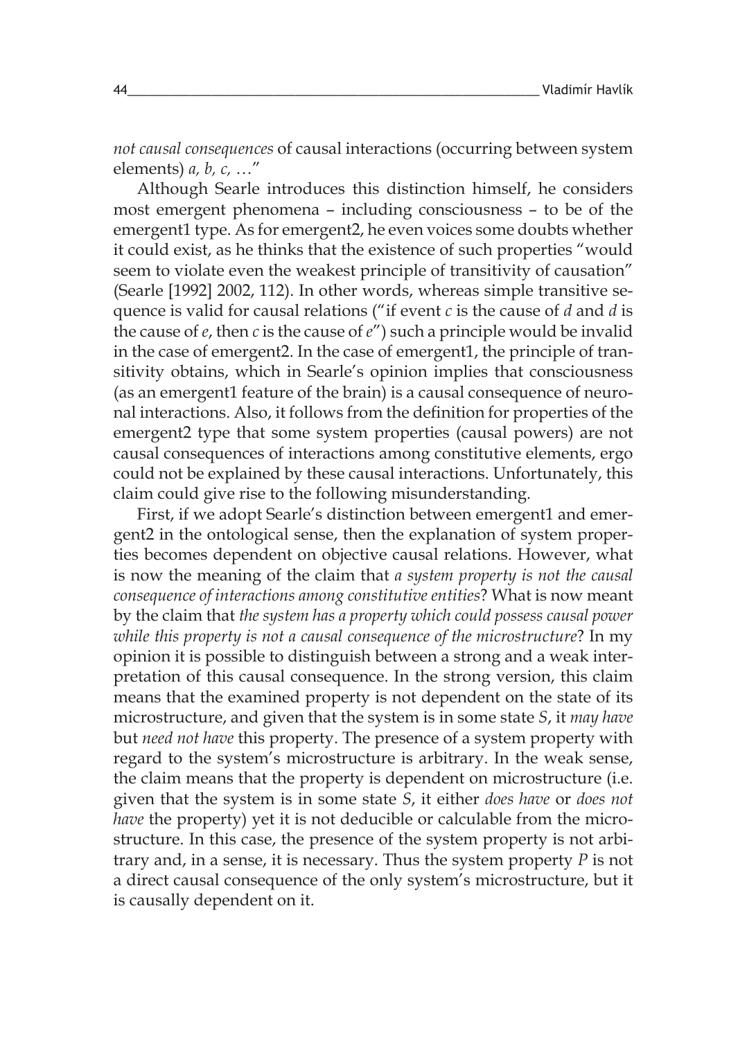*not causal consequences* of causal interactions (occurring between system elements) *a, b, c,* …"

Although Searle introduces this distinction himself, he considers most emergent phenomena – including consciousness – to be of the emergent1 type. As for emergent2, he even voices some doubts whether it could exist, as he thinks that the existence of such properties "would seem to violate even the weakest principle of transitivity of causation" (Searle [1992] 2002, 112). In other words, whereas simple transitive sequence is valid for causal relations ("if event *c* is the cause of *d* and *d* is the cause of *e*, then *c* is the cause of *e*") such a principle would be invalid in the case of emergent2. In the case of emergent1, the principle of transitivity obtains, which in Searle's opinion implies that consciousness (as an emergent1 feature of the brain) is a causal consequence of neuronal interactions. Also, it follows from the definition for properties of the emergent2 type that some system properties (causal powers) are not causal consequences of interactions among constitutive elements, ergo could not be explained by these causal interactions. Unfortunately, this claim could give rise to the following misunderstanding.

First, if we adopt Searle's distinction between emergent1 and emergent2 in the ontological sense, then the explanation of system properties becomes dependent on objective causal relations. However, what is now the meaning of the claim that *a system property is not the causal consequence of interactions among constitutive entities*? What is now meant by the claim that *the system has a property which could possess causal power while this property is not a causal consequence of the microstructure*? In my opinion it is possible to distinguish between a strong and a weak interpretation of this causal consequence. In the strong version, this claim means that the examined property is not dependent on the state of its microstructure, and given that the system is in some state *S*, it *may have* but *need not have* this property. The presence of a system property with regard to the system's microstructure is arbitrary. In the weak sense, the claim means that the property is dependent on microstructure (i.e. given that the system is in some state *S*, it either *does have* or *does not have* the property) yet it is not deducible or calculable from the microstructure. In this case, the presence of the system property is not arbitrary and, in a sense, it is necessary. Thus the system property *P* is not a direct causal consequence of the only system's microstructure, but it is causally dependent on it.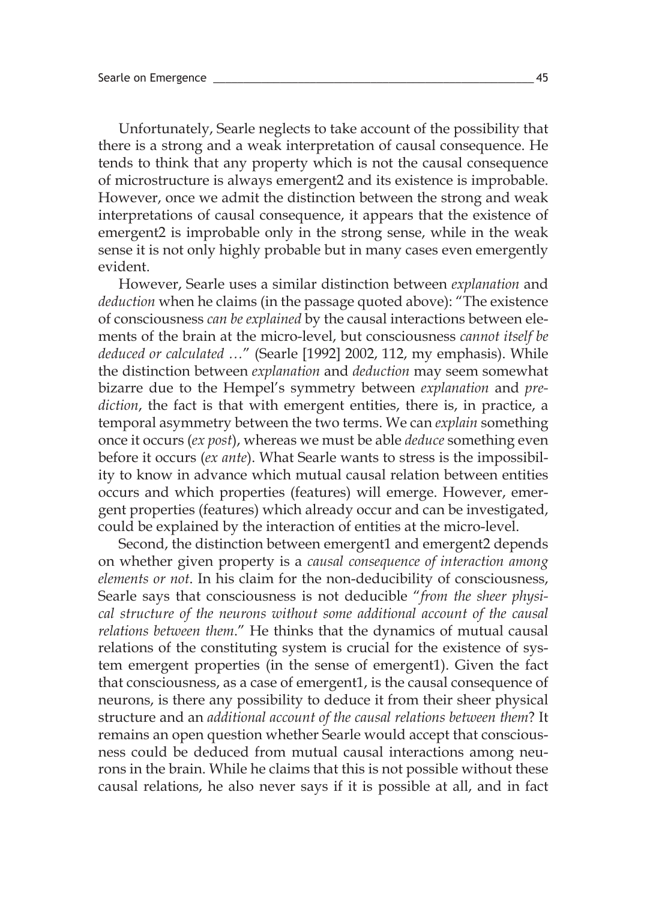Unfortunately, Searle neglects to take account of the possibility that there is a strong and a weak interpretation of causal consequence. He tends to think that any property which is not the causal consequence of microstructure is always emergent2 and its existence is improbable. However, once we admit the distinction between the strong and weak interpretations of causal consequence, it appears that the existence of emergent2 is improbable only in the strong sense, while in the weak sense it is not only highly probable but in many cases even emergently evident.

However, Searle uses a similar distinction between *explanation* and *deduction* when he claims (in the passage quoted above): "The existence of consciousness *can be explained* by the causal interactions between elements of the brain at the micro-level, but consciousness *cannot itself be deduced or calculated …*" (Searle [1992] 2002, 112, my emphasis). While the distinction between *explanation* and *deduction* may seem somewhat bizarre due to the Hempel's symmetry between *explanation* and *prediction*, the fact is that with emergent entities, there is, in practice, a temporal asymmetry between the two terms. We can *explain* something once it occurs (*ex post*), whereas we must be able *deduce* something even before it occurs (*ex ante*). What Searle wants to stress is the impossibility to know in advance which mutual causal relation between entities occurs and which properties (features) will emerge. However, emergent properties (features) which already occur and can be investigated, could be explained by the interaction of entities at the micro-level.

Second, the distinction between emergent1 and emergent2 depends on whether given property is a *causal consequence of interaction among elements or not*. In his claim for the non-deducibility of consciousness, Searle says that consciousness is not deducible "*from the sheer physical structure of the neurons without some additional account of the causal relations between them*." He thinks that the dynamics of mutual causal relations of the constituting system is crucial for the existence of system emergent properties (in the sense of emergent1). Given the fact that consciousness, as a case of emergent1, is the causal consequence of neurons, is there any possibility to deduce it from their sheer physical structure and an *additional account of the causal relations between them*? It remains an open question whether Searle would accept that consciousness could be deduced from mutual causal interactions among neurons in the brain. While he claims that this is not possible without these causal relations, he also never says if it is possible at all, and in fact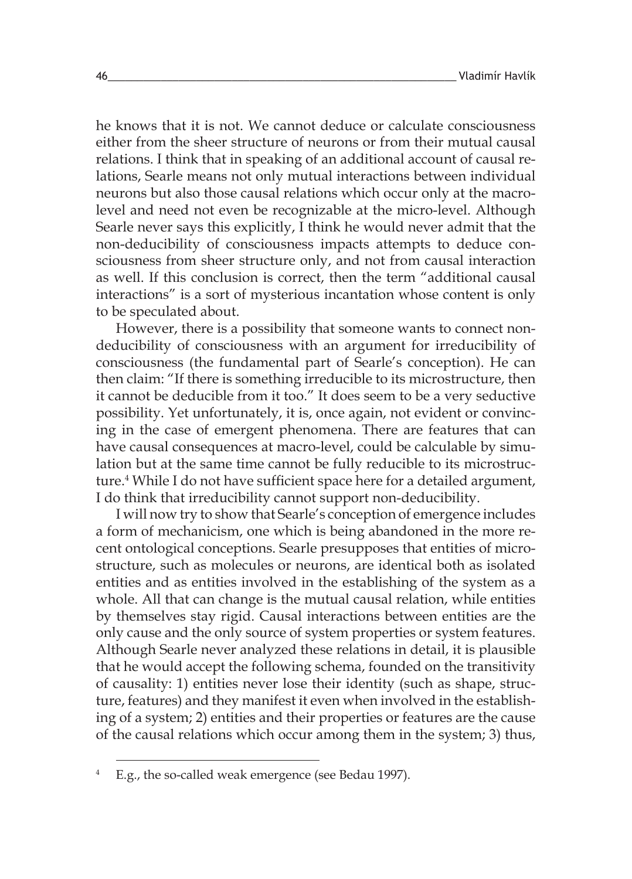he knows that it is not. We cannot deduce or calculate consciousness either from the sheer structure of neurons or from their mutual causal relations. I think that in speaking of an additional account of causal relations, Searle means not only mutual interactions between individual neurons but also those causal relations which occur only at the macro-level and need not even be recognizable at the micro-level. Although Searle never says this explicitly, I think he would never admit that the non-deducibility of consciousness impacts attempts to deduce consciousness from sheer structure only, and not from causal interaction as well. If this conclusion is correct, then the term "additional causal interactions" is a sort of mysterious incantation whose content is only to be speculated about.

However, there is a possibility that someone wants to connect non-deducibility of consciousness with an argument for irreducibility of consciousness (the fundamental part of Searle's conception). He can then claim: "If there is something irreducible to its microstructure, then it cannot be deducible from it too." It does seem to be a very seductive possibility. Yet unfortunately, it is, once again, not evident or convincing in the case of emergent phenomena. There are features that can have causal consequences at macro-level, could be calculable by simulation but at the same time cannot be fully reducible to its microstructure.[4] While I do not have sufficient space here for a detailed argument, I do think that irreducibility cannot support non-deducibility.

I will now try to show that Searle's conception of emergence includes a form of mechanicism, one which is being abandoned in the more recent ontological conceptions. Searle presupposes that entities of microstructure, such as molecules or neurons, are identical both as isolated entities and as entities involved in the establishing of the system as a whole. All that can change is the mutual causal relation, while entities by themselves stay rigid. Causal interactions between entities are the only cause and the only source of system properties or system features. Although Searle never analyzed these relations in detail, it is plausible that he would accept the following schema, founded on the transitivity of causality: 1) entities never lose their identity (such as shape, structure, features) and they manifest it even when involved in the establishing of a system; 2) entities and their properties or features are the cause of the causal relations which occur among them in the system; 3) thus,

[4] E.g., the so-called weak emergence (see Bedau 1997).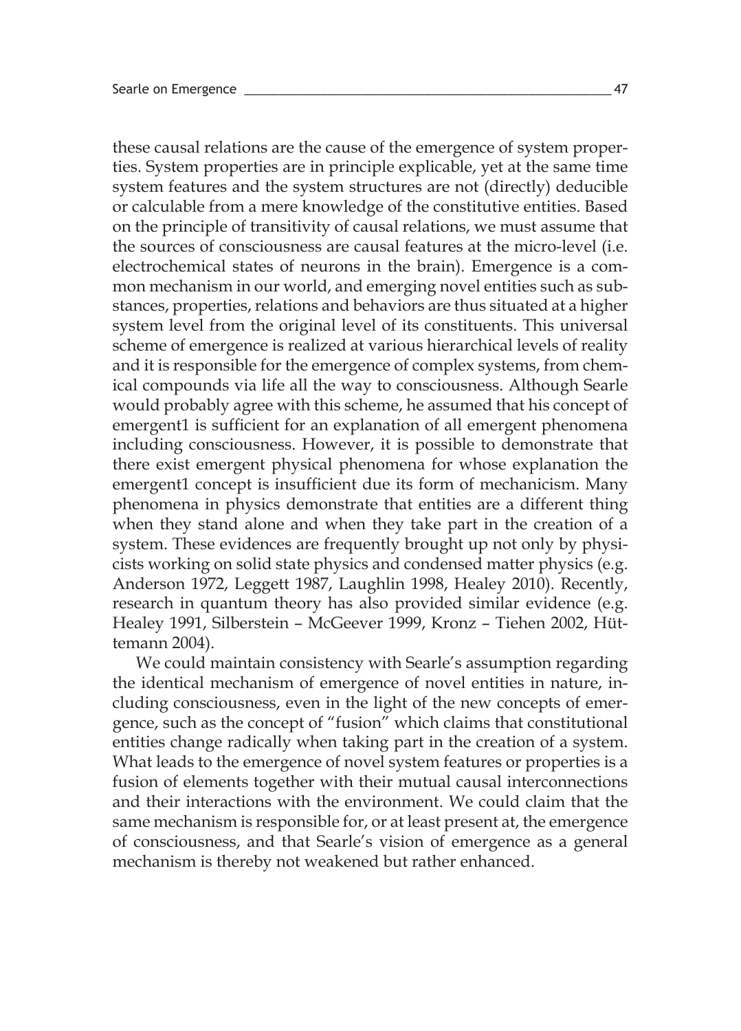these causal relations are the cause of the emergence of system properties. System properties are in principle explicable, yet at the same time system features and the system structures are not (directly) deducible or calculable from a mere knowledge of the constitutive entities. Based on the principle of transitivity of causal relations, we must assume that the sources of consciousness are causal features at the micro-level (i.e. electrochemical states of neurons in the brain). Emergence is a common mechanism in our world, and emerging novel entities such as substances, properties, relations and behaviors are thus situated at a higher system level from the original level of its constituents. This universal scheme of emergence is realized at various hierarchical levels of reality and it is responsible for the emergence of complex systems, from chemical compounds via life all the way to consciousness. Although Searle would probably agree with this scheme, he assumed that his concept of emergent1 is sufficient for an explanation of all emergent phenomena including consciousness. However, it is possible to demonstrate that there exist emergent physical phenomena for whose explanation the emergent1 concept is insufficient due its form of mechanicism. Many phenomena in physics demonstrate that entities are a different thing when they stand alone and when they take part in the creation of a system. These evidences are frequently brought up not only by physicists working on solid state physics and condensed matter physics (e.g. Anderson 1972, Leggett 1987, Laughlin 1998, Healey 2010). Recently, research in quantum theory has also provided similar evidence (e.g. Healey 1991, Silberstein – McGeever 1999, Kronz – Tiehen 2002, Hüttemann 2004).

We could maintain consistency with Searle's assumption regarding the identical mechanism of emergence of novel entities in nature, including consciousness, even in the light of the new concepts of emergence, such as the concept of "fusion" which claims that constitutional entities change radically when taking part in the creation of a system. What leads to the emergence of novel system features or properties is a fusion of elements together with their mutual causal interconnections and their interactions with the environment. We could claim that the same mechanism is responsible for, or at least present at, the emergence of consciousness, and that Searle's vision of emergence as a general mechanism is thereby not weakened but rather enhanced.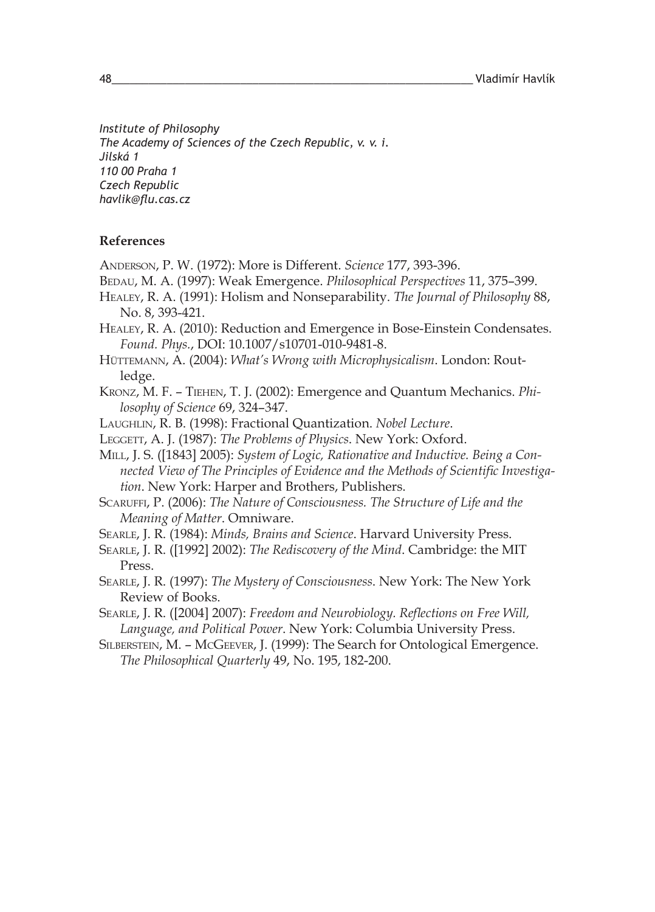*Institute of Philosophy*
*The Academy of Sciences of the Czech Republic, v. v. i.*
*Jilská 1*
*110 00 Praha 1*
*Czech Republic*
*havlik@flu.cas.cz*

**References**

ANDERSON, P. W. (1972): More is Different. *Science* 177, 393-396.

BEDAU, M. A. (1997): Weak Emergence. *Philosophical Perspectives* 11, 375–399.

HEALEY, R. A. (1991): Holism and Nonseparability. *The Journal of Philosophy* 88, No. 8, 393-421.

HEALEY, R. A. (2010): Reduction and Emergence in Bose-Einstein Condensates. *Found. Phys.*, DOI: 10.1007/s10701-010-9481-8.

HÜTTEMANN, A. (2004): *What's Wrong with Microphysicalism*. London: Routledge.

KRONZ, M. F. – TIEHEN, T. J. (2002): Emergence and Quantum Mechanics. *Philosophy of Science* 69, 324–347.

LAUGHLIN, R. B. (1998): Fractional Quantization. *Nobel Lecture*.

LEGGETT, A. J. (1987): *The Problems of Physics*. New York: Oxford.

MILL, J. S. ([1843] 2005): *System of Logic, Rationative and Inductive. Being a Connected View of The Principles of Evidence and the Methods of Scientific Investigation*. New York: Harper and Brothers, Publishers.

SCARUFFI, P. (2006): *The Nature of Consciousness. The Structure of Life and the Meaning of Matter*. Omniware.

SEARLE, J. R. (1984): *Minds, Brains and Science*. Harvard University Press.

SEARLE, J. R. ([1992] 2002): *The Rediscovery of the Mind*. Cambridge: the MIT Press.

SEARLE, J. R. (1997): *The Mystery of Consciousness*. New York: The New York Review of Books.

SEARLE, J. R. ([2004] 2007): *Freedom and Neurobiology. Reflections on Free Will, Language, and Political Power*. New York: Columbia University Press.

SILBERSTEIN, M. – MCGEEVER, J. (1999): The Search for Ontological Emergence. *The Philosophical Quarterly* 49, No. 195, 182-200.